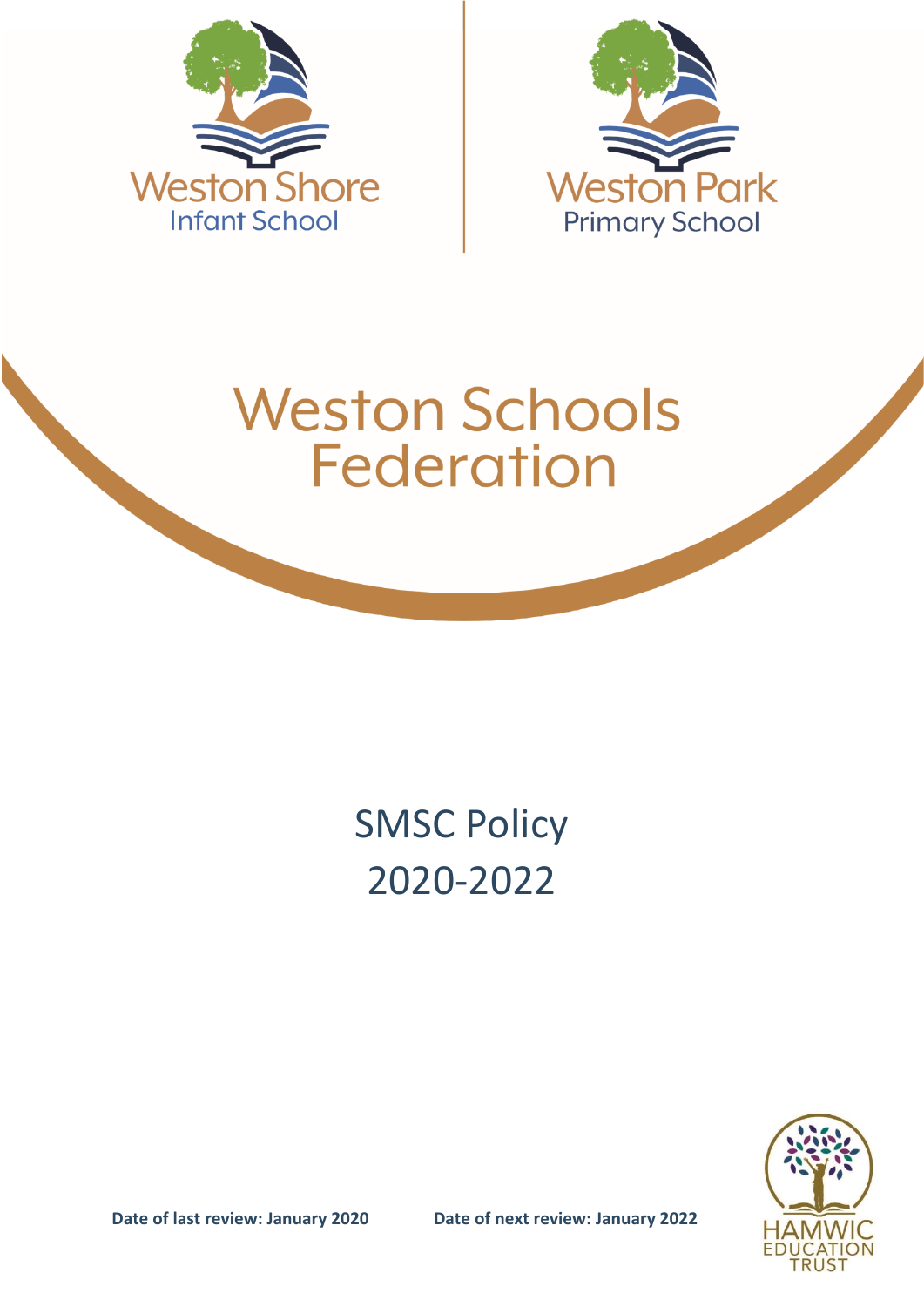Weston Shore
Infant School

Weston Park
Primary School

# Weston Schools Federation

## SMSC Policy
## 2020-2022

**Date of last review: January 2020** **Date of next review: January 2022**

HAMWIC
EDUCATION
TRUST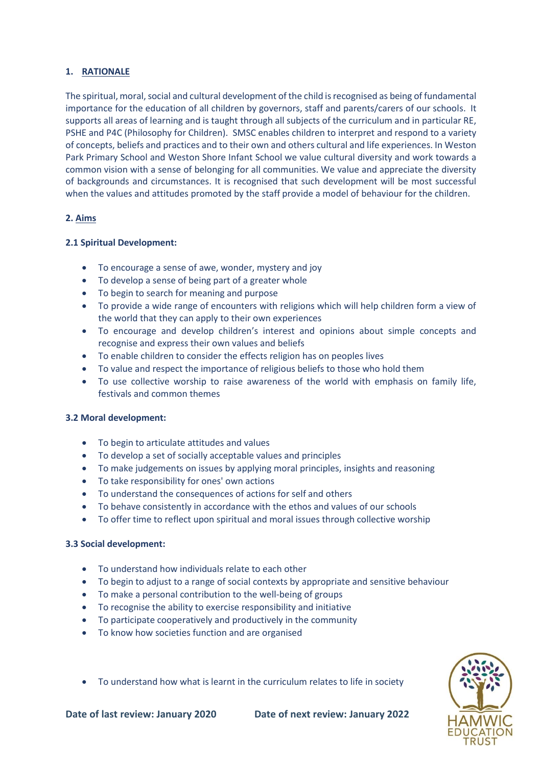## 1. RATIONALE

The spiritual, moral, social and cultural development of the child is recognised as being of fundamental importance for the education of all children by governors, staff and parents/carers of our schools. It supports all areas of learning and is taught through all subjects of the curriculum and in particular RE, PSHE and P4C (Philosophy for Children). SMSC enables children to interpret and respond to a variety of concepts, beliefs and practices and to their own and others cultural and life experiences. In Weston Park Primary School and Weston Shore Infant School we value cultural diversity and work towards a common vision with a sense of belonging for all communities. We value and appreciate the diversity of backgrounds and circumstances. It is recognised that such development will be most successful when the values and attitudes promoted by the staff provide a model of behaviour for the children.

## 2. Aims

### 2.1 Spiritual Development:

- To encourage a sense of awe, wonder, mystery and joy
- To develop a sense of being part of a greater whole
- To begin to search for meaning and purpose
- To provide a wide range of encounters with religions which will help children form a view of the world that they can apply to their own experiences
- To encourage and develop children's interest and opinions about simple concepts and recognise and express their own values and beliefs
- To enable children to consider the effects religion has on peoples lives
- To value and respect the importance of religious beliefs to those who hold them
- To use collective worship to raise awareness of the world with emphasis on family life, festivals and common themes

### 3.2 Moral development:

- To begin to articulate attitudes and values
- To develop a set of socially acceptable values and principles
- To make judgements on issues by applying moral principles, insights and reasoning
- To take responsibility for ones' own actions
- To understand the consequences of actions for self and others
- To behave consistently in accordance with the ethos and values of our schools
- To offer time to reflect upon spiritual and moral issues through collective worship

### 3.3 Social development:

- To understand how individuals relate to each other
- To begin to adjust to a range of social contexts by appropriate and sensitive behaviour
- To make a personal contribution to the well-being of groups
- To recognise the ability to exercise responsibility and initiative
- To participate cooperatively and productively in the community
- To know how societies function and are organised
- To understand how what is learnt in the curriculum relates to life in society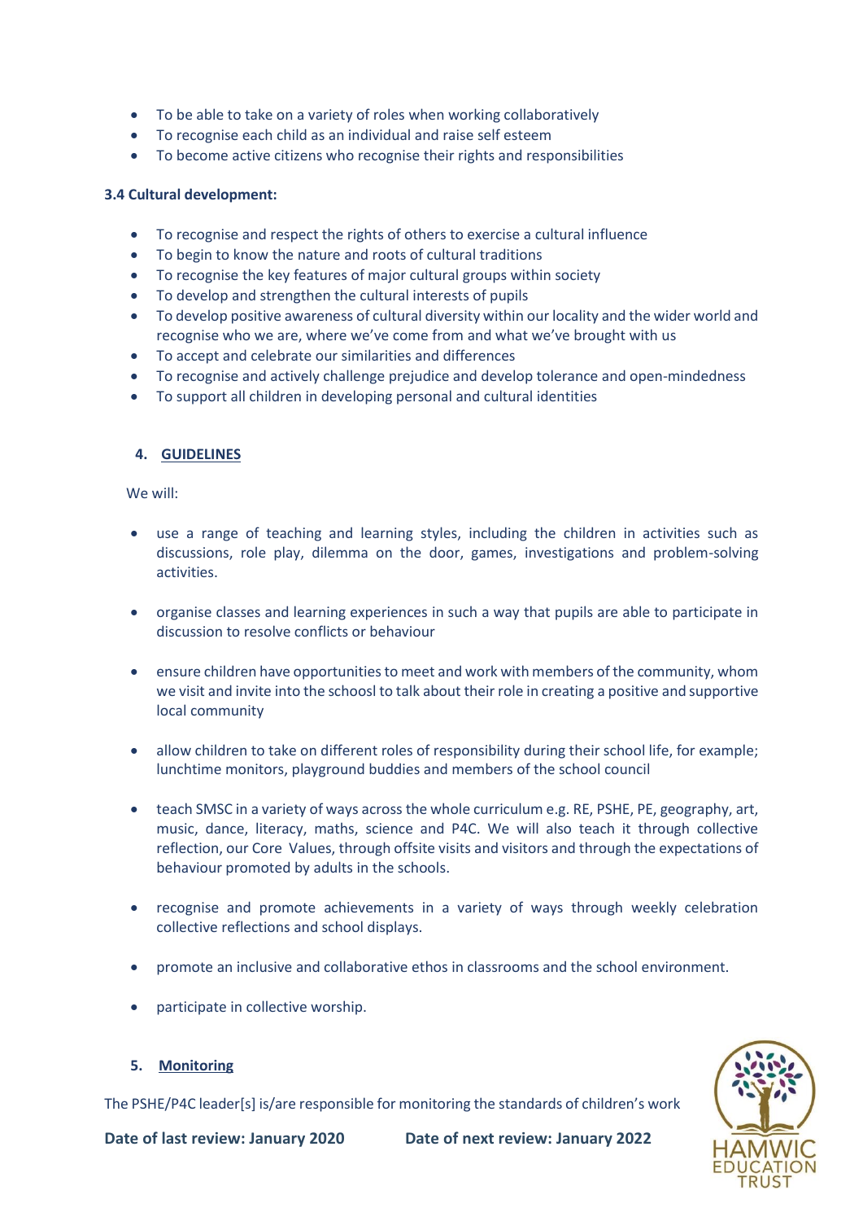- To be able to take on a variety of roles when working collaboratively
- To recognise each child as an individual and raise self esteem
- To become active citizens who recognise their rights and responsibilities

**3.4 Cultural development:**

- To recognise and respect the rights of others to exercise a cultural influence
- To begin to know the nature and roots of cultural traditions
- To recognise the key features of major cultural groups within society
- To develop and strengthen the cultural interests of pupils
- To develop positive awareness of cultural diversity within our locality and the wider world and recognise who we are, where we've come from and what we've brought with us
- To accept and celebrate our similarities and differences
- To recognise and actively challenge prejudice and develop tolerance and open-mindedness
- To support all children in developing personal and cultural identities

## 4. GUIDELINES

We will:

- use a range of teaching and learning styles, including the children in activities such as discussions, role play, dilemma on the door, games, investigations and problem-solving activities.

- organise classes and learning experiences in such a way that pupils are able to participate in discussion to resolve conflicts or behaviour

- ensure children have opportunities to meet and work with members of the community, whom we visit and invite into the schoosl to talk about their role in creating a positive and supportive local community

- allow children to take on different roles of responsibility during their school life, for example; lunchtime monitors, playground buddies and members of the school council

- teach SMSC in a variety of ways across the whole curriculum e.g. RE, PSHE, PE, geography, art, music, dance, literacy, maths, science and P4C. We will also teach it through collective reflection, our Core Values, through offsite visits and visitors and through the expectations of behaviour promoted by adults in the schools.

- recognise and promote achievements in a variety of ways through weekly celebration collective reflections and school displays.

- promote an inclusive and collaborative ethos in classrooms and the school environment.

- participate in collective worship.

## 5. Monitoring

The PSHE/P4C leader[s] is/are responsible for monitoring the standards of children's work

**Date of last review: January 2020** **Date of next review: January 2022**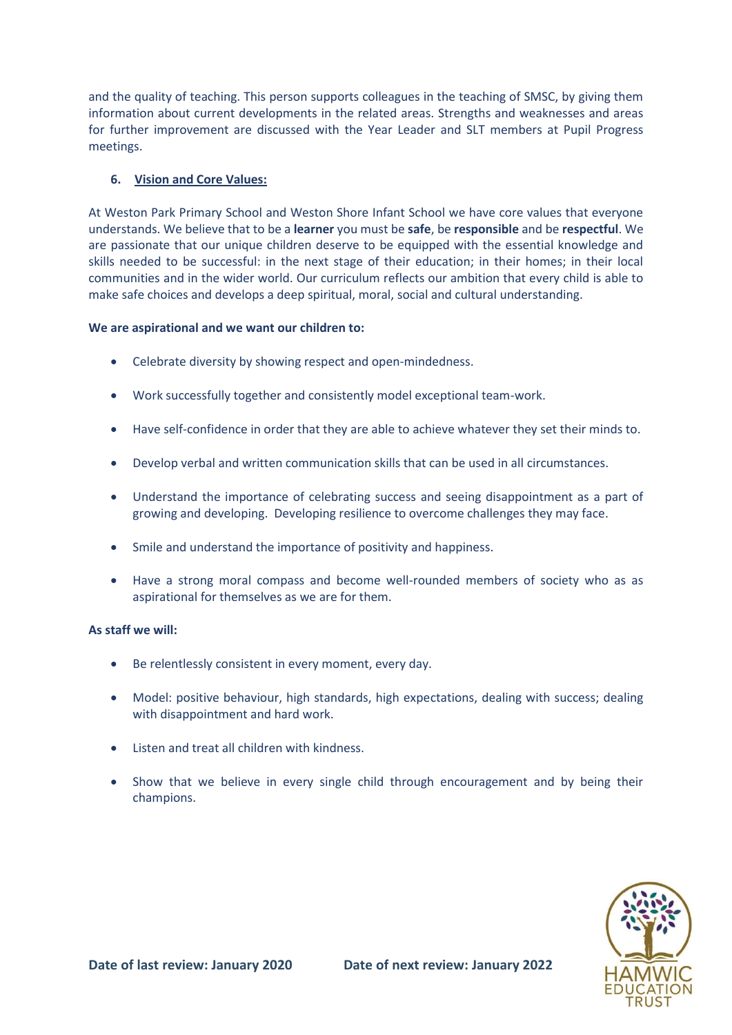and the quality of teaching. This person supports colleagues in the teaching of SMSC, by giving them information about current developments in the related areas. Strengths and weaknesses and areas for further improvement are discussed with the Year Leader and SLT members at Pupil Progress meetings.

## 6. Vision and Core Values:

At Weston Park Primary School and Weston Shore Infant School we have core values that everyone understands. We believe that to be a **learner** you must be **safe**, be **responsible** and be **respectful**. We are passionate that our unique children deserve to be equipped with the essential knowledge and skills needed to be successful: in the next stage of their education; in their homes; in their local communities and in the wider world. Our curriculum reflects our ambition that every child is able to make safe choices and develops a deep spiritual, moral, social and cultural understanding.

**We are aspirational and we want our children to:**

- Celebrate diversity by showing respect and open-mindedness.
- Work successfully together and consistently model exceptional team-work.
- Have self-confidence in order that they are able to achieve whatever they set their minds to.
- Develop verbal and written communication skills that can be used in all circumstances.
- Understand the importance of celebrating success and seeing disappointment as a part of growing and developing. Developing resilience to overcome challenges they may face.
- Smile and understand the importance of positivity and happiness.
- Have a strong moral compass and become well-rounded members of society who as as aspirational for themselves as we are for them.

**As staff we will:**

- Be relentlessly consistent in every moment, every day.
- Model: positive behaviour, high standards, high expectations, dealing with success; dealing with disappointment and hard work.
- Listen and treat all children with kindness.
- Show that we believe in every single child through encouragement and by being their champions.

**Date of last review: January 2020** **Date of next review: January 2022**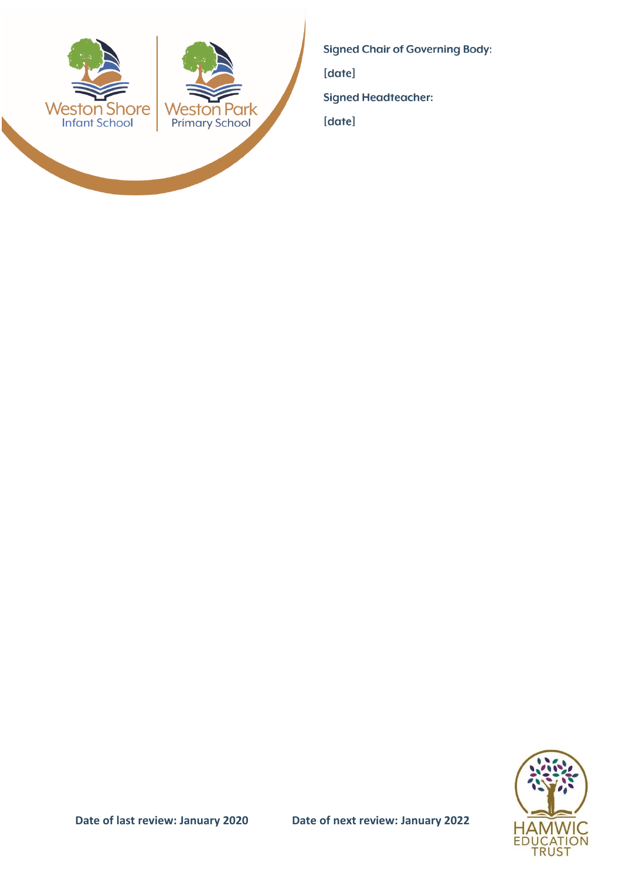Signed Chair of Governing Body:

[date]

Signed Headteacher:

[date]

**Date of last review: January 2020** **Date of next review: January 2022**